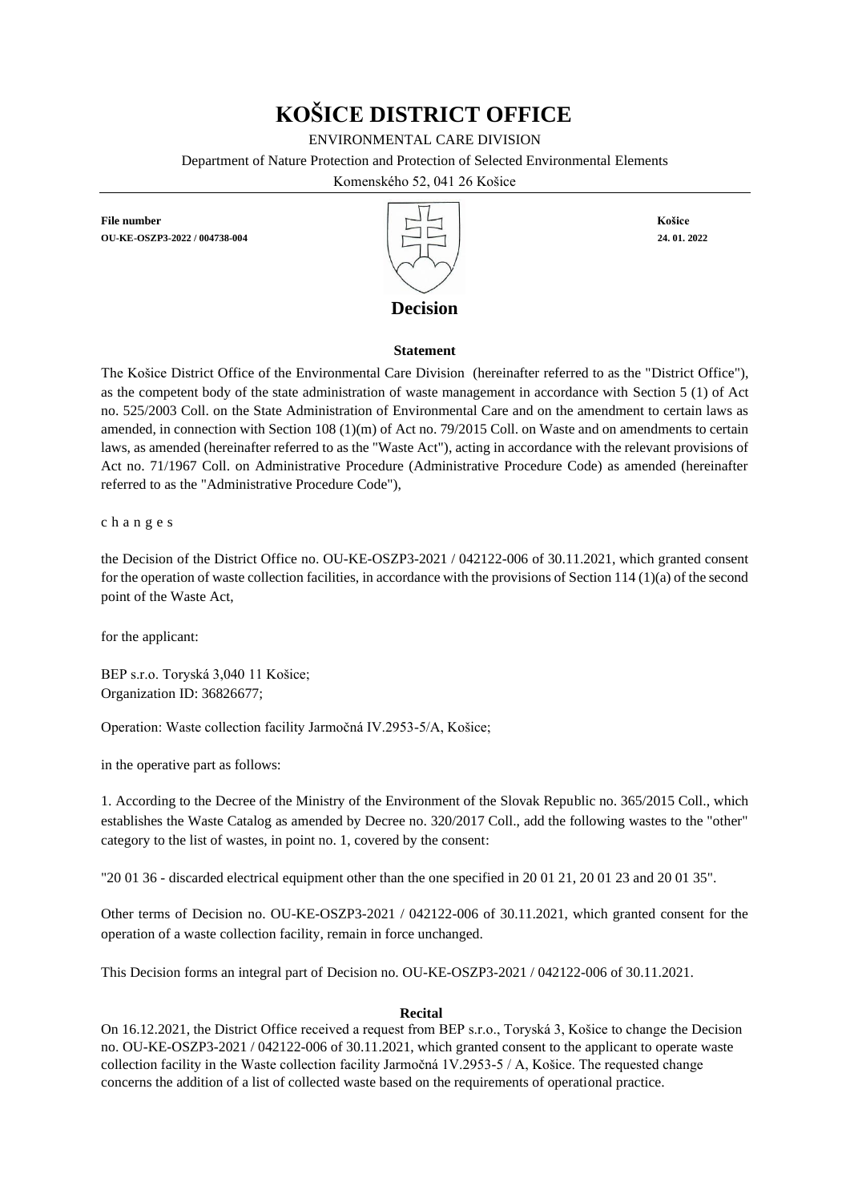# KOŠICE DISTRICT OFFICE

ENVIRONMENTAL CARE DIVISION

Department of Nature Protection and Protection of Selected Environmental Elements

Komenského 52, 041 26 Košice

**File number**
**OU-KE-OSZP3-2022 / 004738-004**

**Košice**
**24. 01. 2022**

## Decision

### Statement

The Košice District Office of the Environmental Care Division (hereinafter referred to as the "District Office"), as the competent body of the state administration of waste management in accordance with Section 5 (1) of Act no. 525/2003 Coll. on the State Administration of Environmental Care and on the amendment to certain laws as amended, in connection with Section 108 (1)(m) of Act no. 79/2015 Coll. on Waste and on amendments to certain laws, as amended (hereinafter referred to as the "Waste Act"), acting in accordance with the relevant provisions of Act no. 71/1967 Coll. on Administrative Procedure (Administrative Procedure Code) as amended (hereinafter referred to as the "Administrative Procedure Code"),

c h a n g e s

the Decision of the District Office no. OU-KE-OSZP3-2021 / 042122-006 of 30.11.2021, which granted consent for the operation of waste collection facilities, in accordance with the provisions of Section 114 (1)(a) of the second point of the Waste Act,

for the applicant:

BEP s.r.o. Toryská 3,040 11 Košice;
Organization ID: 36826677;

Operation: Waste collection facility Jarmočná IV.2953-5/A, Košice;

in the operative part as follows:

1. According to the Decree of the Ministry of the Environment of the Slovak Republic no. 365/2015 Coll., which establishes the Waste Catalog as amended by Decree no. 320/2017 Coll., add the following wastes to the "other" category to the list of wastes, in point no. 1, covered by the consent:

"20 01 36 - discarded electrical equipment other than the one specified in 20 01 21, 20 01 23 and 20 01 35".

Other terms of Decision no. OU-KE-OSZP3-2021 / 042122-006 of 30.11.2021, which granted consent for the operation of a waste collection facility, remain in force unchanged.

This Decision forms an integral part of Decision no. OU-KE-OSZP3-2021 / 042122-006 of 30.11.2021.

### Recital

On 16.12.2021, the District Office received a request from BEP s.r.o., Toryská 3, Košice to change the Decision no. OU-KE-OSZP3-2021 / 042122-006 of 30.11.2021, which granted consent to the applicant to operate waste collection facility in the Waste collection facility Jarmočná 1V.2953-5 / A, Košice. The requested change concerns the addition of a list of collected waste based on the requirements of operational practice.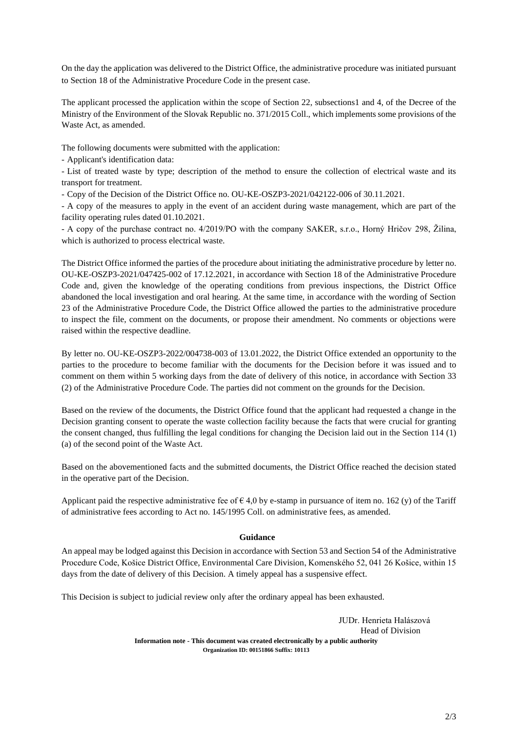On the day the application was delivered to the District Office, the administrative procedure was initiated pursuant to Section 18 of the Administrative Procedure Code in the present case.

The applicant processed the application within the scope of Section 22, subsections1 and 4, of the Decree of the Ministry of the Environment of the Slovak Republic no. 371/2015 Coll., which implements some provisions of the Waste Act, as amended.

The following documents were submitted with the application:

- Applicant's identification data:
- List of treated waste by type; description of the method to ensure the collection of electrical waste and its transport for treatment.
- Copy of the Decision of the District Office no. OU-KE-OSZP3-2021/042122-006 of 30.11.2021.
- A copy of the measures to apply in the event of an accident during waste management, which are part of the facility operating rules dated 01.10.2021.
- A copy of the purchase contract no. 4/2019/PO with the company SAKER, s.r.o., Horný Hričov 298, Žilina, which is authorized to process electrical waste.

The District Office informed the parties of the procedure about initiating the administrative procedure by letter no. OU-KE-OSZP3-2021/047425-002 of 17.12.2021, in accordance with Section 18 of the Administrative Procedure Code and, given the knowledge of the operating conditions from previous inspections, the District Office abandoned the local investigation and oral hearing. At the same time, in accordance with the wording of Section 23 of the Administrative Procedure Code, the District Office allowed the parties to the administrative procedure to inspect the file, comment on the documents, or propose their amendment. No comments or objections were raised within the respective deadline.

By letter no. OU-KE-OSZP3-2022/004738-003 of 13.01.2022, the District Office extended an opportunity to the parties to the procedure to become familiar with the documents for the Decision before it was issued and to comment on them within 5 working days from the date of delivery of this notice, in accordance with Section 33 (2) of the Administrative Procedure Code. The parties did not comment on the grounds for the Decision.

Based on the review of the documents, the District Office found that the applicant had requested a change in the Decision granting consent to operate the waste collection facility because the facts that were crucial for granting the consent changed, thus fulfilling the legal conditions for changing the Decision laid out in the Section 114 (1) (a) of the second point of the Waste Act.

Based on the abovementioned facts and the submitted documents, the District Office reached the decision stated in the operative part of the Decision.

Applicant paid the respective administrative fee of € 4,0 by e-stamp in pursuance of item no. 162 (y) of the Tariff of administrative fees according to Act no. 145/1995 Coll. on administrative fees, as amended.

**Guidance**

An appeal may be lodged against this Decision in accordance with Section 53 and Section 54 of the Administrative Procedure Code, Košice District Office, Environmental Care Division, Komenského 52, 041 26 Košice, within 15 days from the date of delivery of this Decision. A timely appeal has a suspensive effect.

This Decision is subject to judicial review only after the ordinary appeal has been exhausted.

JUDr. Henrieta Halászová
Head of Division

**Information note - This document was created electronically by a public authority**
**Organization ID: 00151866 Suffix: 10113**